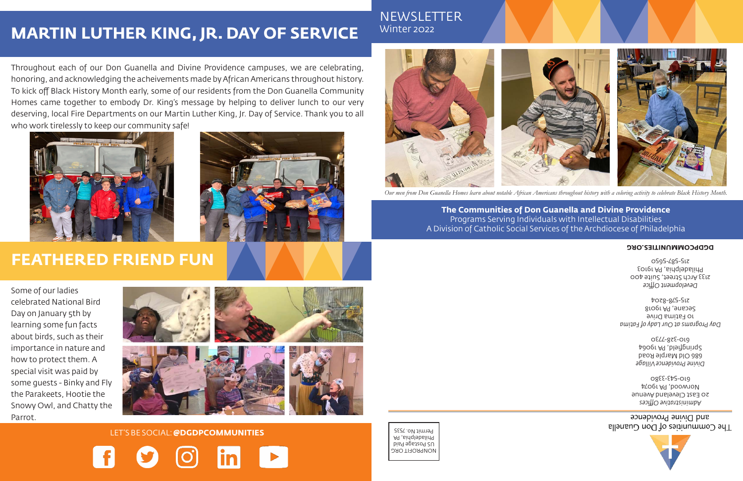# MARTIN LUTHER KING, JR. DAY OF SERVICE

Throughout each of our Don Guanella and Divine Providence campuses, we are celebrating, honoring, and acknowledging the acheivements made by African Americans throughout history. To kick off Black History Month early, some of our residents from the Don Guanella Community Homes came together to embody Dr. King's message by helping to deliver lunch to our very deserving, local Fire Departments on our Martin Luther King, Jr. Day of Service. Thank you to all who work tirelessly to keep our community safe!

# FEATHERED FRIEND FUN

Some of our ladies celebrated National Bird Day on January 5th by learning some fun facts about birds, such as their importance in nature and how to protect them. A special visit was paid by some guests - Binky and Fly the Parakeets, Hootie the Snowy Owl, and Chatty the Parrot.

LET'S BE SOCIAL: **@DGDPCOMMUNITIES**

NEWSLETTER
Winter 2022

*Our men from Don Guanella Homes learn about notable African Americans throughout history with a coloring activity to celebrate Black History Month.*

**The Communities of Don Guanella and Divine Providence**
Programs Serving Individuals with Intellectual Disabilities
A Division of Catholic Social Services of the Archdiocese of Philadelphia

**DGDPCOMMUNITIES.ORG**

*Development Office*
2133 Arch Street, Suite 400
Philadelphia, PA 19103
215-587-5650

*Day Programs at Our Lady of Fatima*
10 Fatima Drive
Secane, PA 19018
215-578-8204

*Divine Providence Village*
686 Old Marple Road
Springfield, PA 19064
610-328-7730

*Administrative Offices*
20 East Cleveland Avenue
Norwood, PA 19074
610-543-3380

The Communities of Don Guanella
and Divine Providence

NONPROFIT ORG
US Postage Paid
Philadelphia, PA
Permit No. 7535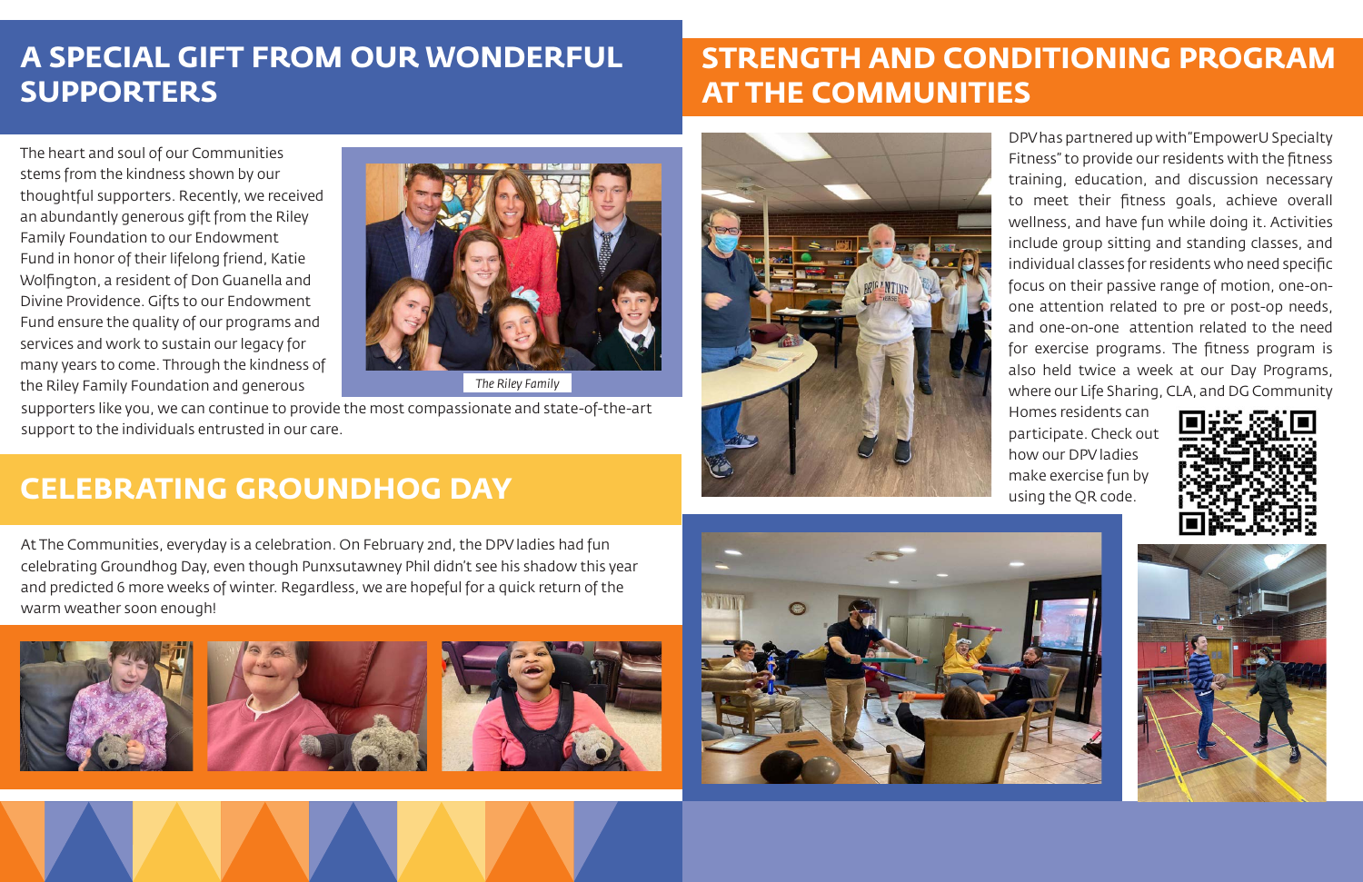## A SPECIAL GIFT FROM OUR WONDERFUL SUPPORTERS

The heart and soul of our Communities stems from the kindness shown by our thoughtful supporters. Recently, we received an abundantly generous gift from the Riley Family Foundation to our Endowment Fund in honor of their lifelong friend, Katie Wolfington, a resident of Don Guanella and Divine Providence. Gifts to our Endowment Fund ensure the quality of our programs and services and work to sustain our legacy for many years to come. Through the kindness of the Riley Family Foundation and generous supporters like you, we can continue to provide the most compassionate and state-of-the-art support to the individuals entrusted in our care.

*The Riley Family*

## CELEBRATING GROUNDHOG DAY

At The Communities, everyday is a celebration. On February 2nd, the DPV ladies had fun celebrating Groundhog Day, even though Punxsutawney Phil didn't see his shadow this year and predicted 6 more weeks of winter. Regardless, we are hopeful for a quick return of the warm weather soon enough!

## STRENGTH AND CONDITIONING PROGRAM AT THE COMMUNITIES

DPV has partnered up with "EmpowerU Specialty Fitness" to provide our residents with the fitness training, education, and discussion necessary to meet their fitness goals, achieve overall wellness, and have fun while doing it. Activities include group sitting and standing classes, and individual classes for residents who need specific focus on their passive range of motion, one-on-one attention related to pre or post-op needs, and one-on-one attention related to the need for exercise programs. The fitness program is also held twice a week at our Day Programs, where our Life Sharing, CLA, and DG Community Homes residents can participate. Check out how our DPV ladies make exercise fun by using the QR code.